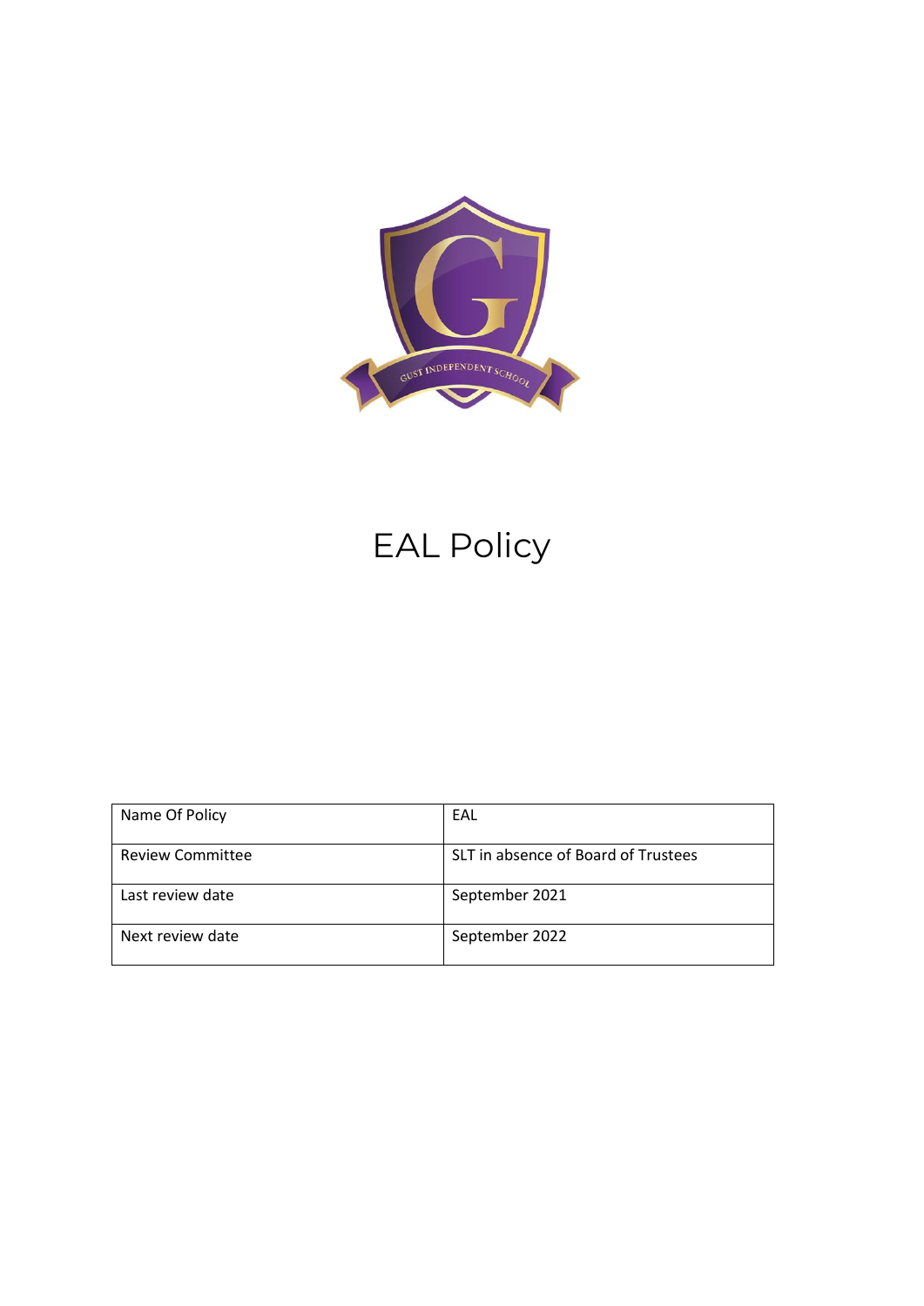# EAL Policy

| Name Of Policy | EAL |
| --- | --- |
| Review Committee | SLT in absence of Board of Trustees |
| Last review date | September 2021 |
| Next review date | September 2022 |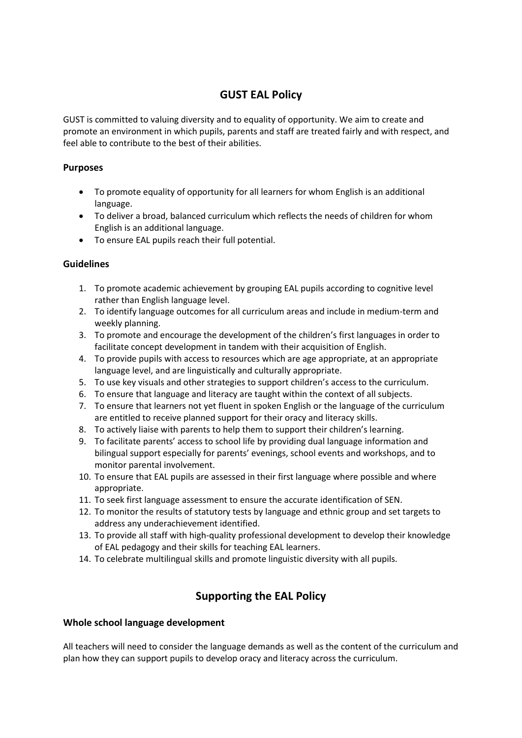# GUST EAL Policy

GUST is committed to valuing diversity and to equality of opportunity. We aim to create and promote an environment in which pupils, parents and staff are treated fairly and with respect, and feel able to contribute to the best of their abilities.

### Purposes

- To promote equality of opportunity for all learners for whom English is an additional language.
- To deliver a broad, balanced curriculum which reflects the needs of children for whom English is an additional language.
- To ensure EAL pupils reach their full potential.

### Guidelines

1. To promote academic achievement by grouping EAL pupils according to cognitive level rather than English language level.
2. To identify language outcomes for all curriculum areas and include in medium-term and weekly planning.
3. To promote and encourage the development of the children's first languages in order to facilitate concept development in tandem with their acquisition of English.
4. To provide pupils with access to resources which are age appropriate, at an appropriate language level, and are linguistically and culturally appropriate.
5. To use key visuals and other strategies to support children's access to the curriculum.
6. To ensure that language and literacy are taught within the context of all subjects.
7. To ensure that learners not yet fluent in spoken English or the language of the curriculum are entitled to receive planned support for their oracy and literacy skills.
8. To actively liaise with parents to help them to support their children's learning.
9. To facilitate parents' access to school life by providing dual language information and bilingual support especially for parents' evenings, school events and workshops, and to monitor parental involvement.
10. To ensure that EAL pupils are assessed in their first language where possible and where appropriate.
11. To seek first language assessment to ensure the accurate identification of SEN.
12. To monitor the results of statutory tests by language and ethnic group and set targets to address any underachievement identified.
13. To provide all staff with high-quality professional development to develop their knowledge of EAL pedagogy and their skills for teaching EAL learners.
14. To celebrate multilingual skills and promote linguistic diversity with all pupils.

# Supporting the EAL Policy

### Whole school language development

All teachers will need to consider the language demands as well as the content of the curriculum and plan how they can support pupils to develop oracy and literacy across the curriculum.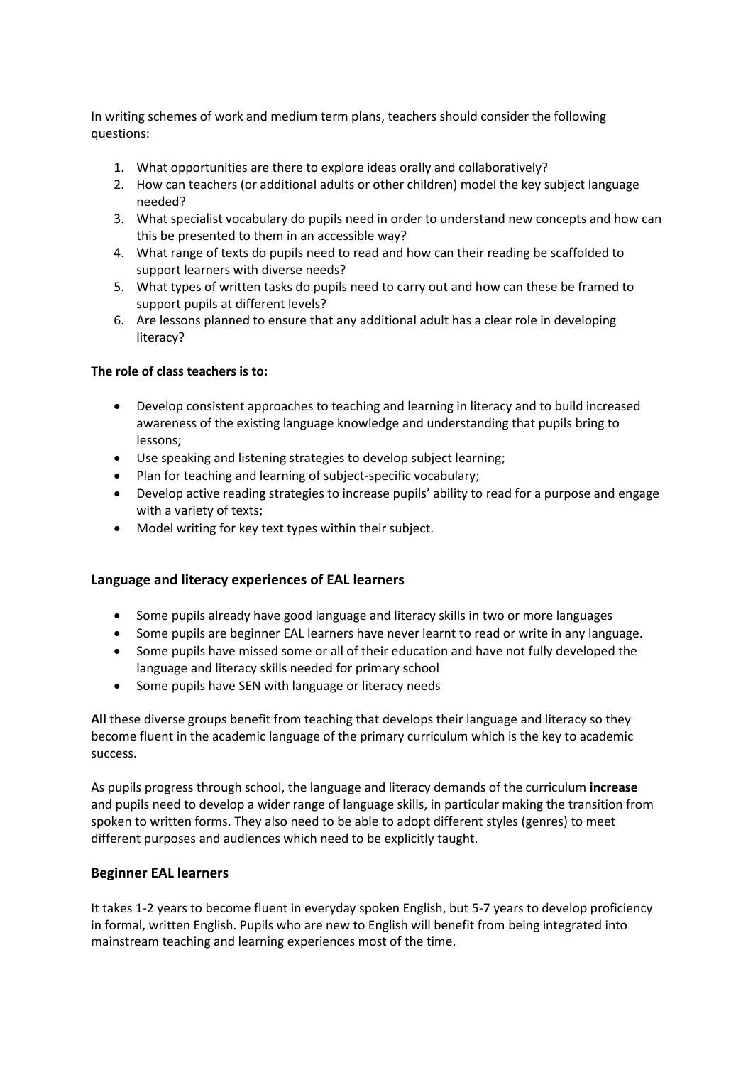In writing schemes of work and medium term plans, teachers should consider the following questions:

1. What opportunities are there to explore ideas orally and collaboratively?
2. How can teachers (or additional adults or other children) model the key subject language needed?
3. What specialist vocabulary do pupils need in order to understand new concepts and how can this be presented to them in an accessible way?
4. What range of texts do pupils need to read and how can their reading be scaffolded to support learners with diverse needs?
5. What types of written tasks do pupils need to carry out and how can these be framed to support pupils at different levels?
6. Are lessons planned to ensure that any additional adult has a clear role in developing literacy?

**The role of class teachers is to:**

- Develop consistent approaches to teaching and learning in literacy and to build increased awareness of the existing language knowledge and understanding that pupils bring to lessons;
- Use speaking and listening strategies to develop subject learning;
- Plan for teaching and learning of subject-specific vocabulary;
- Develop active reading strategies to increase pupils' ability to read for a purpose and engage with a variety of texts;
- Model writing for key text types within their subject.

## Language and literacy experiences of EAL learners

- Some pupils already have good language and literacy skills in two or more languages
- Some pupils are beginner EAL learners have never learnt to read or write in any language.
- Some pupils have missed some or all of their education and have not fully developed the language and literacy skills needed for primary school
- Some pupils have SEN with language or literacy needs

**All** these diverse groups benefit from teaching that develops their language and literacy so they become fluent in the academic language of the primary curriculum which is the key to academic success.

As pupils progress through school, the language and literacy demands of the curriculum **increase** and pupils need to develop a wider range of language skills, in particular making the transition from spoken to written forms. They also need to be able to adopt different styles (genres) to meet different purposes and audiences which need to be explicitly taught.

## Beginner EAL learners

It takes 1-2 years to become fluent in everyday spoken English, but 5-7 years to develop proficiency in formal, written English. Pupils who are new to English will benefit from being integrated into mainstream teaching and learning experiences most of the time.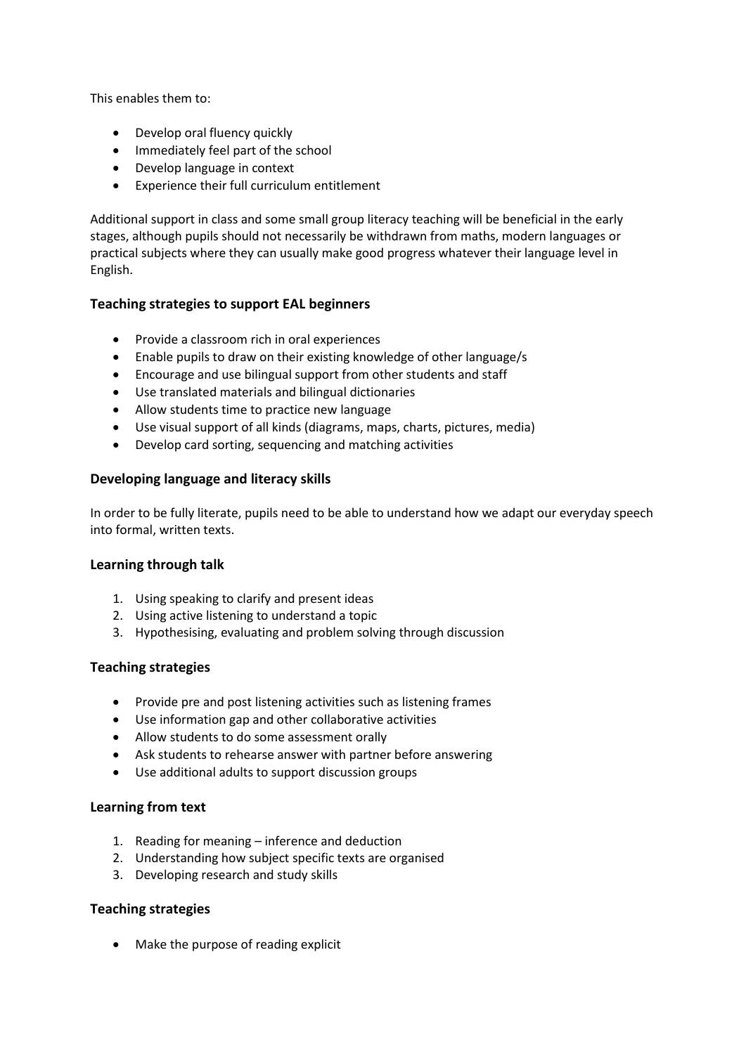This enables them to:

- Develop oral fluency quickly
- Immediately feel part of the school
- Develop language in context
- Experience their full curriculum entitlement

Additional support in class and some small group literacy teaching will be beneficial in the early stages, although pupils should not necessarily be withdrawn from maths, modern languages or practical subjects where they can usually make good progress whatever their language level in English.

### Teaching strategies to support EAL beginners

- Provide a classroom rich in oral experiences
- Enable pupils to draw on their existing knowledge of other language/s
- Encourage and use bilingual support from other students and staff
- Use translated materials and bilingual dictionaries
- Allow students time to practice new language
- Use visual support of all kinds (diagrams, maps, charts, pictures, media)
- Develop card sorting, sequencing and matching activities

### Developing language and literacy skills

In order to be fully literate, pupils need to be able to understand how we adapt our everyday speech into formal, written texts.

### Learning through talk

1. Using speaking to clarify and present ideas
2. Using active listening to understand a topic
3. Hypothesising, evaluating and problem solving through discussion

### Teaching strategies

- Provide pre and post listening activities such as listening frames
- Use information gap and other collaborative activities
- Allow students to do some assessment orally
- Ask students to rehearse answer with partner before answering
- Use additional adults to support discussion groups

### Learning from text

1. Reading for meaning – inference and deduction
2. Understanding how subject specific texts are organised
3. Developing research and study skills

### Teaching strategies

- Make the purpose of reading explicit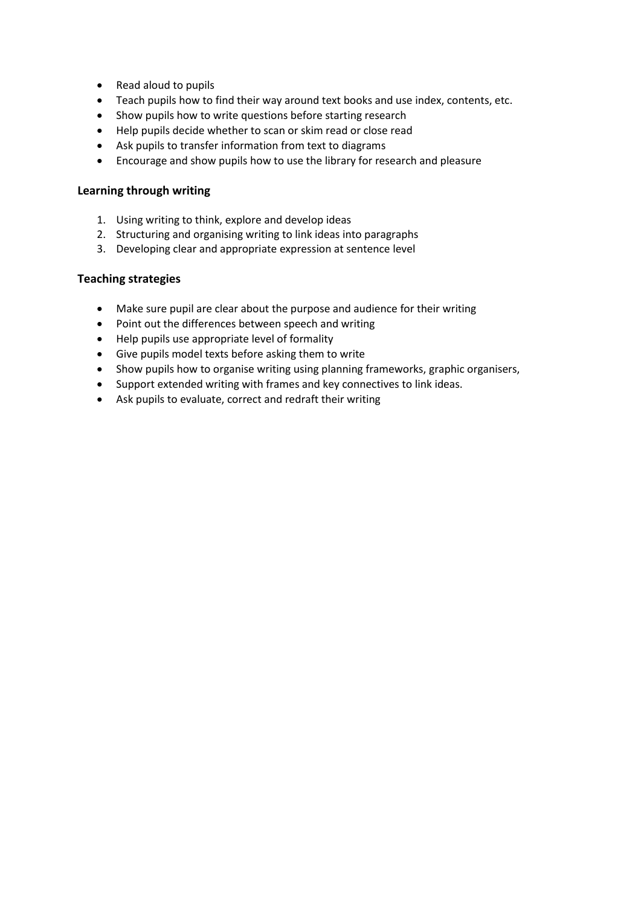- Read aloud to pupils
- Teach pupils how to find their way around text books and use index, contents, etc.
- Show pupils how to write questions before starting research
- Help pupils decide whether to scan or skim read or close read
- Ask pupils to transfer information from text to diagrams
- Encourage and show pupils how to use the library for research and pleasure

### Learning through writing

1. Using writing to think, explore and develop ideas
2. Structuring and organising writing to link ideas into paragraphs
3. Developing clear and appropriate expression at sentence level

### Teaching strategies

- Make sure pupil are clear about the purpose and audience for their writing
- Point out the differences between speech and writing
- Help pupils use appropriate level of formality
- Give pupils model texts before asking them to write
- Show pupils how to organise writing using planning frameworks, graphic organisers,
- Support extended writing with frames and key connectives to link ideas.
- Ask pupils to evaluate, correct and redraft their writing